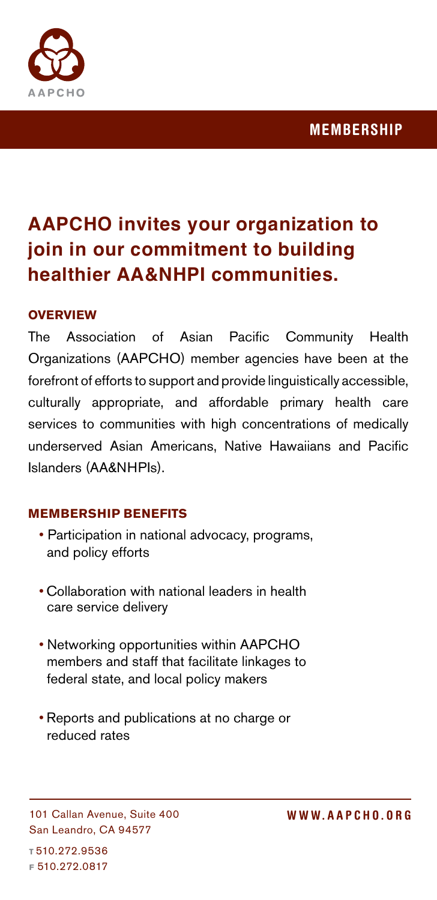AAPCHO

**MEMBERSHIP**

# AAPCHO invites your organization to join in our commitment to building healthier AA&NHPI communities.

## OVERVIEW

The Association of Asian Pacific Community Health Organizations (AAPCHO) member agencies have been at the forefront of efforts to support and provide linguistically accessible, culturally appropriate, and affordable primary health care services to communities with high concentrations of medically underserved Asian Americans, Native Hawaiians and Pacific Islanders (AA&NHPIs).

## MEMBERSHIP BENEFITS

- Participation in national advocacy, programs, and policy efforts
- Collaboration with national leaders in health care service delivery
- Networking opportunities within AAPCHO members and staff that facilitate linkages to federal state, and local policy makers
- Reports and publications at no charge or reduced rates

101 Callan Avenue, Suite 400
San Leandro, CA 94577

T 510.272.9536
F 510.272.0817

WWW.AAPCHO.ORG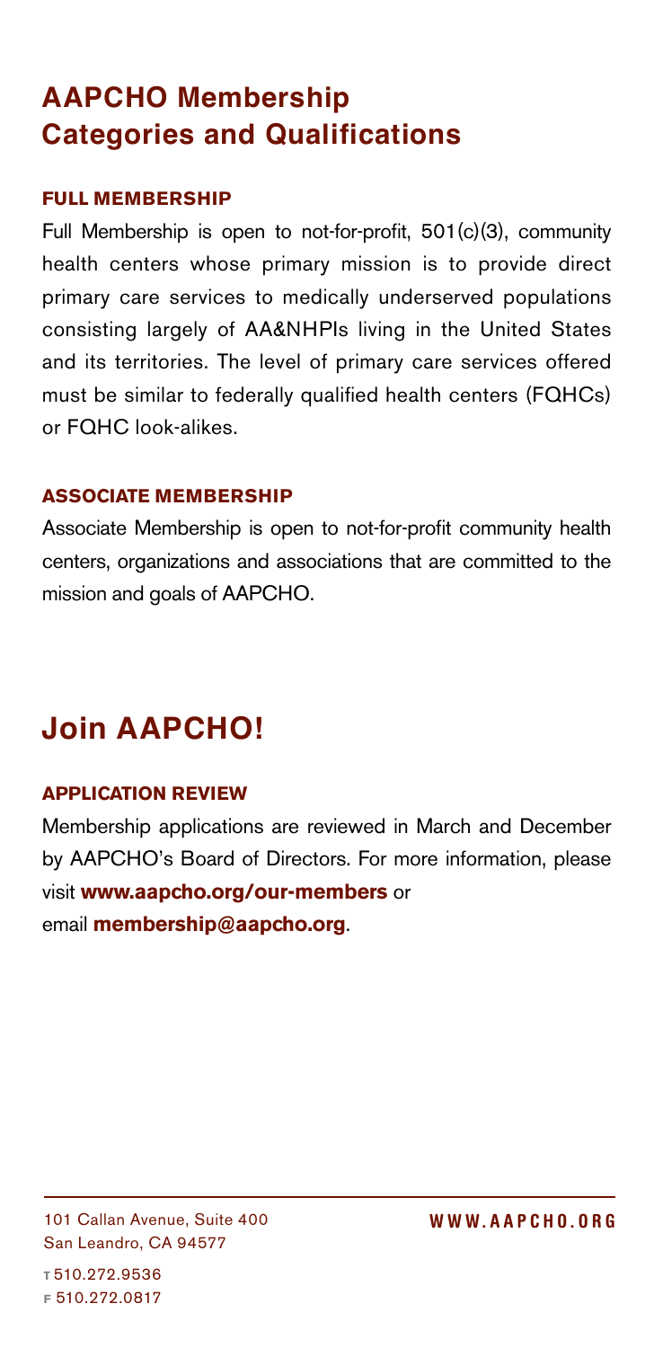## AAPCHO Membership Categories and Qualifications

### FULL MEMBERSHIP

Full Membership is open to not-for-profit, 501(c)(3), community health centers whose primary mission is to provide direct primary care services to medically underserved populations consisting largely of AA&NHPIs living in the United States and its territories. The level of primary care services offered must be similar to federally qualified health centers (FQHCs) or FQHC look-alikes.

### ASSOCIATE MEMBERSHIP

Associate Membership is open to not-for-profit community health centers, organizations and associations that are committed to the mission and goals of AAPCHO.

## Join AAPCHO!

### APPLICATION REVIEW

Membership applications are reviewed in March and December by AAPCHO's Board of Directors. For more information, please visit **www.aapcho.org/our-members** or email **membership@aapcho.org**.

101 Callan Avenue, Suite 400
San Leandro, CA 94577

T 510.272.9536
F 510.272.0817

**WWW.AAPCHO.ORG**